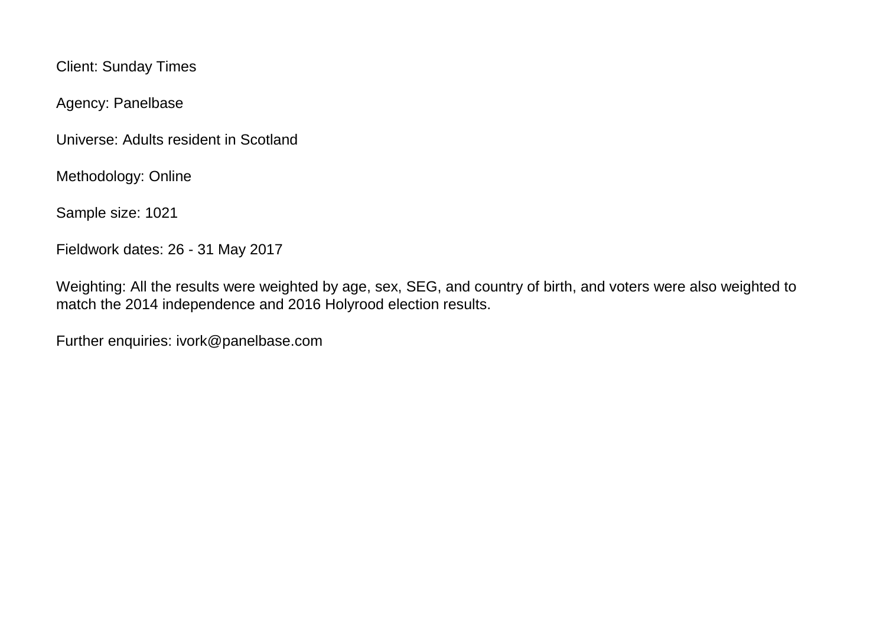Client: Sunday Times

Agency: Panelbase

Universe: Adults resident in Scotland

Methodology: Online

Sample size: 1021

Fieldwork dates: 26 - 31 May 2017

Weighting: All the results were weighted by age, sex, SEG, and country of birth, and voters were also weighted to match the 2014 independence and 2016 Holyrood election results.

Further enquiries: ivork@panelbase.com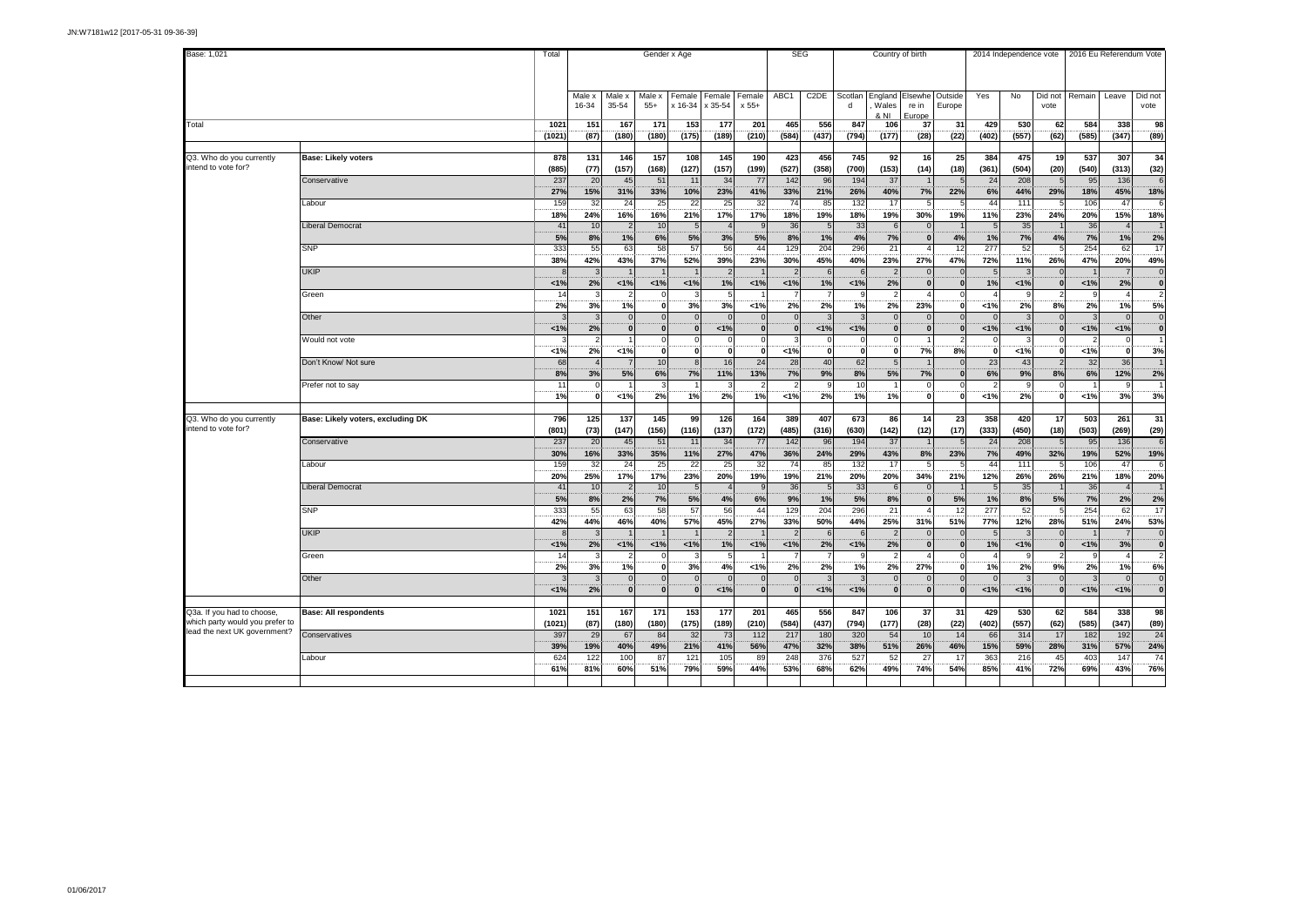JN:W7181w12 [2017-05-31 09-36-39]

Base: 1,021

| | | Total | Gender x Age | | | | | | SEG | | Country of birth | | | | 2014 Independence vote | | | 2016 Eu Referendum Vote | | |
|---|---|---|---|---|---|---|---|---|---|---|---|---|---|---|---|---|---|---|---|---|
| | | | Male x 16-34 | Male x 35-54 | Male x 55+ | Female x 16-34 | Female x 35-54 | Female x 55+ | ABC1 | C2DE | Scotland | England, Wales & NI | Elsewhere in Europe | Outside Europe | Yes | No | Did not vote | Remain | Leave | Did not vote |
| Total | | 1021 | 151 | 167 | 171 | 153 | 177 | 201 | 465 | 556 | 847 | 106 | 37 | 31 | 429 | 530 | 62 | 584 | 338 | 98 |
| | | (1021) | (87) | (180) | (180) | (175) | (189) | (210) | (584) | (437) | (794) | (177) | (28) | (22) | (402) | (557) | (62) | (585) | (347) | (89) |
| Q3. Who do you currently intend to vote for? | Base: Likely voters | 878 | 131 | 146 | 157 | 108 | 145 | 190 | 423 | 456 | 745 | 92 | 16 | 25 | 384 | 475 | 19 | 537 | 307 | 34 |
| | | (885) | (77) | (157) | (168) | (127) | (157) | (199) | (527) | (358) | (700) | (153) | (14) | (18) | (361) | (504) | (20) | (540) | (313) | (32) |
| | Conservative | 237 | 20 | 45 | 51 | 11 | 34 | 77 | 142 | 96 | 194 | 37 | 1 | 5 | 24 | 208 | 5 | 95 | 136 | 6 |
| | | 27% | 15% | 31% | 33% | 10% | 23% | 41% | 33% | 21% | 26% | 40% | 7% | 22% | 6% | 44% | 29% | 18% | 45% | 18% |
| | Labour | 159 | 32 | 24 | 25 | 22 | 25 | 32 | 74 | 85 | 132 | 17 | 5 | 5 | 44 | 111 | 5 | 106 | 47 | 6 |
| | | 18% | 24% | 16% | 16% | 21% | 17% | 17% | 18% | 19% | 18% | 19% | 30% | 19% | 11% | 23% | 24% | 20% | 15% | 18% |
| | Liberal Democrat | 41 | 10 | 2 | 10 | 5 | 4 | 9 | 36 | 5 | 33 | 6 | 0 | 1 | 5 | 35 | 1 | 36 | 4 | 1 |
| | | 5% | 8% | 1% | 6% | 5% | 3% | 5% | 8% | 1% | 4% | 7% | 0 | 4% | 1% | 7% | 4% | 7% | 1% | 2% |
| | SNP | 333 | 55 | 63 | 58 | 57 | 56 | 44 | 129 | 204 | 296 | 21 | 4 | 12 | 277 | 52 | 5 | 254 | 62 | 17 |
| | | 38% | 42% | 43% | 37% | 52% | 39% | 23% | 30% | 45% | 40% | 23% | 27% | 47% | 72% | 11% | 26% | 47% | 20% | 49% |
| | UKIP | 8 | 3 | 1 | 1 | 1 | 2 | 1 | 2 | 6 | 6 | 2 | 0 | 0 | 5 | 3 | 0 | 1 | 7 | 0 |
| | | <1% | 2% | <1% | <1% | <1% | 1% | <1% | <1% | 1% | <1% | 2% | 0 | 0 | 1% | <1% | 0 | <1% | 2% | 0 |
| | Green | 14 | 3 | 2 | 0 | 3 | 5 | 1 | 7 | 7 | 9 | 2 | 4 | 0 | 4 | 9 | 2 | 9 | 4 | 2 |
| | | 2% | 3% | 1% | 0 | 3% | 3% | <1% | 2% | 2% | 1% | 2% | 23% | 0 | <1% | 2% | 8% | 2% | 1% | 5% |
| | Other | 3 | 3 | 0 | 0 | 0 | 0 | 0 | 0 | 3 | 3 | 0 | 0 | 0 | 0 | 3 | 0 | 3 | 0 | 0 |
| | | <1% | 2% | 0 | 0 | 0 | <1% | 0 | 0 | <1% | <1% | 0 | 0 | 0 | <1% | <1% | 0 | <1% | <1% | 0 |
| | Would not vote | 3 | 2 | 1 | 0 | 0 | 0 | 0 | 3 | 0 | 0 | 0 | 1 | 2 | 0 | 3 | 0 | 2 | 0 | 1 |
| | | <1% | 2% | <1% | 0 | 0 | 0 | 0 | <1% | 0 | 0 | 0 | 7% | 8% | 0 | <1% | 0 | <1% | 0 | 3% |
| | Don't Know/ Not sure | 68 | 4 | 7 | 10 | 8 | 16 | 24 | 28 | 40 | 62 | 5 | 1 | 0 | 23 | 43 | 2 | 32 | 36 | 1 |
| | | 8% | 3% | 5% | 6% | 7% | 11% | 13% | 7% | 9% | 8% | 5% | 7% | 0 | 6% | 9% | 8% | 6% | 12% | 2% |
| | Prefer not to say | 11 | 0 | 1 | 3 | 1 | 3 | 2 | 2 | 9 | 10 | 1 | 0 | 0 | 2 | 9 | 0 | 1 | 9 | 1 |
| | | 1% | 0 | <1% | 2% | 1% | 2% | 1% | <1% | 2% | 1% | 1% | 0 | 0 | <1% | 2% | 0 | <1% | 3% | 3% |
| Q3. Who do you currently intend to vote for? | Base: Likely voters, excluding DK | 796 | 125 | 137 | 145 | 99 | 126 | 164 | 389 | 407 | 673 | 86 | 14 | 23 | 358 | 420 | 17 | 503 | 261 | 31 |
| | | (801) | (73) | (147) | (156) | (116) | (137) | (172) | (485) | (316) | (630) | (142) | (12) | (17) | (333) | (450) | (18) | (503) | (269) | (29) |
| | Conservative | 237 | 20 | 45 | 51 | 11 | 34 | 77 | 142 | 96 | 194 | 37 | 1 | 5 | 24 | 208 | 5 | 95 | 136 | 6 |
| | | 30% | 16% | 33% | 35% | 11% | 27% | 47% | 36% | 24% | 29% | 43% | 8% | 23% | 7% | 49% | 32% | 19% | 52% | 19% |
| | Labour | 159 | 32 | 24 | 25 | 22 | 25 | 32 | 74 | 85 | 132 | 17 | 5 | 5 | 44 | 111 | 5 | 106 | 47 | 6 |
| | | 20% | 25% | 17% | 17% | 23% | 20% | 19% | 19% | 21% | 20% | 20% | 34% | 21% | 12% | 26% | 26% | 21% | 18% | 20% |
| | Liberal Democrat | 41 | 10 | 2 | 10 | 5 | 4 | 9 | 36 | 5 | 33 | 6 | 0 | 1 | 5 | 35 | 1 | 36 | 4 | 1 |
| | | 5% | 8% | 2% | 7% | 5% | 4% | 6% | 9% | 1% | 5% | 8% | 0 | 5% | 1% | 8% | 5% | 7% | 2% | 2% |
| | SNP | 333 | 55 | 63 | 58 | 57 | 56 | 44 | 129 | 204 | 296 | 21 | 4 | 12 | 277 | 52 | 5 | 254 | 62 | 17 |
| | | 42% | 44% | 46% | 40% | 57% | 45% | 27% | 33% | 50% | 44% | 25% | 31% | 51% | 77% | 12% | 28% | 51% | 24% | 53% |
| | UKIP | 8 | 3 | 1 | 1 | 1 | 2 | 1 | 2 | 6 | 6 | 2 | 0 | 0 | 5 | 3 | 0 | 1 | 7 | 0 |
| | | <1% | 2% | <1% | <1% | <1% | 1% | <1% | <1% | 2% | <1% | 2% | 0 | 0 | 1% | <1% | 0 | <1% | 3% | 0 |
| | Green | 14 | 3 | 2 | 0 | 3 | 5 | 1 | 7 | 7 | 9 | 2 | 4 | 0 | 4 | 9 | 2 | 9 | 4 | 2 |
| | | 2% | 3% | 1% | 0 | 3% | 4% | <1% | 2% | 2% | 1% | 2% | 27% | 0 | 1% | 2% | 9% | 2% | 1% | 6% |
| | Other | 3 | 3 | 0 | 0 | 0 | 0 | 0 | 0 | 3 | 3 | 0 | 0 | 0 | 0 | 3 | 0 | 3 | 0 | 0 |
| | | <1% | 2% | 0 | 0 | 0 | <1% | 0 | 0 | <1% | <1% | 0 | 0 | 0 | <1% | <1% | 0 | <1% | <1% | 0 |
| Q3a. If you had to choose, which party would you prefer to lead the next UK government? | Base: All respondents | 1021 | 151 | 167 | 171 | 153 | 177 | 201 | 465 | 556 | 847 | 106 | 37 | 31 | 429 | 530 | 62 | 584 | 338 | 98 |
| | | (1021) | (87) | (180) | (180) | (175) | (189) | (210) | (584) | (437) | (794) | (177) | (28) | (22) | (402) | (557) | (62) | (585) | (347) | (89) |
| | Conservatives | 397 | 29 | 67 | 84 | 32 | 73 | 112 | 217 | 180 | 320 | 54 | 10 | 14 | 66 | 314 | 17 | 182 | 192 | 24 |
| | | 39% | 19% | 40% | 49% | 21% | 41% | 56% | 47% | 32% | 38% | 51% | 26% | 46% | 15% | 59% | 28% | 31% | 57% | 24% |
| | Labour | 624 | 122 | 100 | 87 | 121 | 105 | 89 | 248 | 376 | 527 | 52 | 27 | 17 | 363 | 216 | 45 | 403 | 147 | 74 |
| | | 61% | 81% | 60% | 51% | 79% | 59% | 44% | 53% | 68% | 62% | 49% | 74% | 54% | 85% | 41% | 72% | 69% | 43% | 76% |

01/06/2017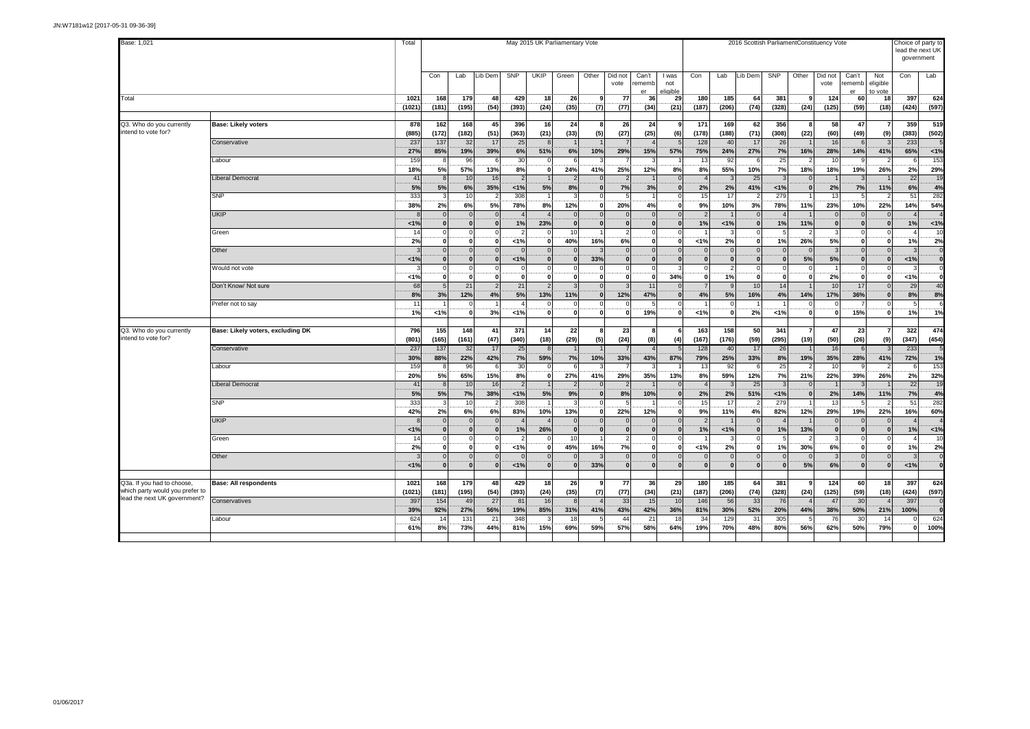JN:W7181w12 [2017-05-31 09-36-39]

| Base: 1,021 | | Total | May 2015 UK Parliamentary Vote | | | | | | | | | | 2016 Scottish Parliament Constituency Vote | | | | | | | | | Choice of party to lead the next UK government | |
|---|---|---|---|---|---|---|---|---|---|---|---|---|---|---|---|---|---|---|---|---|---|---|
| | | | Con | Lab | Lib Dem | SNP | UKIP | Green | Other | Did not vote | Can't remember | I was not eligible | Con | Lab | Lib Dem | SNP | Other | Did not vote | Can't remember | Not eligible to vote | Con | Lab |
| Total | | 1021 | 168 | 179 | 48 | 429 | 18 | 26 | 9 | 77 | 36 | 29 | 180 | 185 | 64 | 381 | 9 | 124 | 60 | 18 | 397 | 624 |
| | | (1021) | (181) | (195) | (54) | (393) | (24) | (35) | (7) | (77) | (34) | (21) | (187) | (206) | (74) | (328) | (24) | (125) | (59) | (18) | (424) | (597) |
| Q3. Who do you currently intend to vote for? | Base: Likely voters | 878 | 162 | 168 | 45 | 396 | 16 | 24 | 8 | 26 | 24 | 9 | 171 | 169 | 62 | 356 | 8 | 58 | 47 | 7 | 359 | 519 |
| | | (885) | (172) | (182) | (51) | (363) | (21) | (33) | (5) | (27) | (25) | (6) | (178) | (188) | (71) | (308) | (22) | (60) | (49) | (9) | (383) | (502) |
| | Conservative | 237 | 137 | 32 | 17 | 25 | 8 | 1 | 1 | 7 | 4 | 5 | 128 | 40 | 17 | 26 | 1 | 16 | 6 | 3 | 233 | 5 |
| | | 27% | 85% | 19% | 39% | 6% | 51% | 6% | 10% | 29% | 15% | 57% | 75% | 24% | 27% | 7% | 16% | 28% | 14% | 41% | 65% | <1% |
| | Labour | 159 | 8 | 96 | 6 | 30 | 0 | 6 | 3 | 7 | 3 | 1 | 13 | 92 | 6 | 25 | 2 | 10 | 9 | 2 | 6 | 153 |
| | | 18% | 5% | 57% | 13% | 8% | 0 | 24% | 41% | 25% | 12% | 8% | 8% | 55% | 10% | 7% | 18% | 18% | 19% | 26% | 2% | 29% |
| | Liberal Democrat | 41 | 8 | 10 | 16 | 2 | 1 | 2 | 0 | 2 | 1 | 0 | 4 | 3 | 25 | 3 | 0 | 1 | 3 | 1 | 22 | 19 |
| | | 5% | 5% | 6% | 35% | <1% | 5% | 8% | 0 | 7% | 3% | 0 | 2% | 2% | 41% | <1% | 0 | 2% | 7% | 11% | 6% | 4% |
| | SNP | 333 | 3 | 10 | 2 | 308 | 1 | 3 | 0 | 5 | 1 | 0 | 15 | 17 | 2 | 279 | 1 | 13 | 5 | 2 | 51 | 282 |
| | | 38% | 2% | 6% | 5% | 78% | 8% | 12% | 0 | 20% | 4% | 0 | 9% | 10% | 3% | 78% | 11% | 23% | 10% | 22% | 14% | 54% |
| | UKIP | 8 | 0 | 0 | 0 | 4 | 4 | 0 | 0 | 0 | 0 | 0 | 2 | 1 | 0 | 4 | 1 | 0 | 0 | 0 | 4 | 4 |
| | | <1% | 0 | 0 | 0 | 1% | 23% | 0 | 0 | 0 | 0 | 0 | 1% | <1% | 0 | 1% | 11% | 0 | 0 | 0 | 1% | <1% |
| | Green | 14 | 0 | 0 | 0 | 2 | 0 | 10 | 1 | 2 | 0 | 0 | 1 | 3 | 0 | 5 | 2 | 3 | 0 | 0 | 4 | 10 |
| | | 2% | 0 | 0 | 0 | <1% | 0 | 40% | 16% | 6% | 0 | 0 | <1% | 2% | 0 | 1% | 26% | 5% | 0 | 0 | 1% | 2% |
| | Other | 3 | 0 | 0 | 0 | 0 | 0 | 0 | 3 | 0 | 0 | 0 | 0 | 0 | 0 | 0 | 0 | 3 | 0 | 0 | 3 | 0 |
| | | <1% | 0 | 0 | 0 | <1% | 0 | 0 | 33% | 0 | 0 | 0 | 0 | 0 | 0 | 0 | 5% | 5% | 0 | 0 | <1% | 0 |
| | Would not vote | 3 | 0 | 0 | 0 | 0 | 0 | 0 | 0 | 0 | 0 | 3 | 0 | 2 | 0 | 0 | 0 | 1 | 0 | 0 | 3 | 0 |
| | | <1% | 0 | 0 | 0 | 0 | 0 | 0 | 0 | 0 | 0 | 34% | 0 | 1% | 0 | 0 | 0 | 2% | 0 | 0 | <1% | 0 |
| | Don't Know/ Not sure | 68 | 5 | 21 | 2 | 21 | 2 | 3 | 0 | 3 | 11 | 0 | 7 | 9 | 10 | 14 | 1 | 10 | 17 | 0 | 29 | 40 |
| | | 8% | 3% | 12% | 4% | 5% | 13% | 11% | 0 | 12% | 47% | 0 | 4% | 5% | 16% | 4% | 14% | 17% | 36% | 0 | 8% | 8% |
| | Prefer not to say | 11 | 1 | 0 | 1 | 4 | 0 | 0 | 0 | 0 | 5 | 0 | 1 | 0 | 1 | 1 | 0 | 0 | 7 | 0 | 5 | 6 |
| | | 1% | <1% | 0 | 3% | <1% | 0 | 0 | 0 | 0 | 19% | 0 | <1% | 0 | 2% | <1% | 0 | 0 | 15% | 0 | 1% | 1% |
| Q3. Who do you currently intend to vote for? | Base: Likely voters, excluding DK | 796 | 155 | 148 | 41 | 371 | 14 | 22 | 8 | 23 | 8 | 6 | 163 | 158 | 50 | 341 | 7 | 47 | 23 | 7 | 322 | 474 |
| | | (801) | (165) | (161) | (47) | (340) | (18) | (29) | (5) | (24) | (8) | (4) | (167) | (176) | (59) | (295) | (19) | (50) | (26) | (9) | (347) | (454) |
| | Conservative | 237 | 137 | 32 | 17 | 25 | 8 | 1 | 1 | 7 | 4 | 5 | 128 | 40 | 17 | 26 | 1 | 16 | 6 | 3 | 233 | 5 |
| | | 30% | 88% | 22% | 42% | 7% | 59% | 7% | 10% | 33% | 43% | 87% | 79% | 25% | 33% | 8% | 19% | 35% | 28% | 41% | 72% | 1% |
| | Labour | 159 | 8 | 96 | 6 | 30 | 0 | 6 | 3 | 7 | 3 | 1 | 13 | 92 | 6 | 25 | 2 | 10 | 9 | 2 | 6 | 153 |
| | | 20% | 5% | 65% | 15% | 8% | 0 | 27% | 41% | 29% | 35% | 13% | 8% | 59% | 12% | 7% | 21% | 22% | 39% | 26% | 2% | 32% |
| | Liberal Democrat | 41 | 8 | 10 | 16 | 2 | 1 | 2 | 0 | 2 | 1 | 0 | 4 | 3 | 25 | 3 | 0 | 1 | 3 | 1 | 22 | 19 |
| | | 5% | 5% | 7% | 38% | <1% | 5% | 9% | 0 | 8% | 10% | 0 | 2% | 2% | 51% | <1% | 0 | 2% | 14% | 11% | 7% | 4% |
| | SNP | 333 | 3 | 10 | 2 | 308 | 1 | 3 | 0 | 5 | 1 | 0 | 15 | 17 | 2 | 279 | 1 | 13 | 5 | 2 | 51 | 282 |
| | | 42% | 2% | 6% | 6% | 83% | 10% | 13% | 0 | 22% | 12% | 0 | 9% | 11% | 4% | 82% | 12% | 29% | 19% | 22% | 16% | 60% |
| | UKIP | 8 | 0 | 0 | 0 | 4 | 4 | 0 | 0 | 0 | 0 | 0 | 2 | 1 | 0 | 4 | 1 | 0 | 0 | 0 | 4 | 4 |
| | | <1% | 0 | 0 | 0 | 1% | 26% | 0 | 0 | 0 | 0 | 0 | 1% | <1% | 0 | 1% | 13% | 0 | 0 | 0 | 1% | <1% |
| | Green | 14 | 0 | 0 | 0 | 2 | 0 | 10 | 1 | 2 | 0 | 0 | 1 | 3 | 0 | 5 | 2 | 3 | 0 | 0 | 4 | 10 |
| | | 2% | 0 | 0 | 0 | <1% | 0 | 45% | 16% | 7% | 0 | 0 | <1% | 2% | 0 | 1% | 30% | 6% | 0 | 0 | 1% | 2% |
| | Other | 3 | 0 | 0 | 0 | 0 | 0 | 0 | 3 | 0 | 0 | 0 | 0 | 0 | 0 | 0 | 0 | 3 | 0 | 0 | 3 | 0 |
| | | <1% | 0 | 0 | 0 | <1% | 0 | 0 | 33% | 0 | 0 | 0 | 0 | 0 | 0 | 0 | 5% | 6% | 0 | 0 | <1% | 0 |
| Q3a. If you had to choose, which party would you prefer to lead the next UK government? | Base: All respondents | 1021 | 168 | 179 | 48 | 429 | 18 | 26 | 9 | 77 | 36 | 29 | 180 | 185 | 64 | 381 | 9 | 124 | 60 | 18 | 397 | 624 |
| | | (1021) | (181) | (195) | (54) | (393) | (24) | (35) | (7) | (77) | (34) | (21) | (187) | (206) | (74) | (328) | (24) | (125) | (59) | (18) | (424) | (597) |
| | Conservatives | 397 | 154 | 49 | 27 | 81 | 16 | 8 | 4 | 33 | 15 | 10 | 146 | 56 | 33 | 76 | 4 | 47 | 30 | 4 | 397 | 0 |
| | | 39% | 92% | 27% | 56% | 19% | 85% | 31% | 41% | 43% | 42% | 36% | 81% | 30% | 52% | 20% | 44% | 38% | 50% | 21% | 100% | 0 |
| | Labour | 624 | 14 | 131 | 21 | 348 | 3 | 18 | 5 | 44 | 21 | 18 | 34 | 129 | 31 | 305 | 5 | 76 | 30 | 14 | 0 | 624 |
| | | 61% | 8% | 73% | 44% | 81% | 15% | 69% | 59% | 57% | 58% | 64% | 19% | 70% | 48% | 80% | 56% | 62% | 50% | 79% | 0 | 100% |

01/06/2017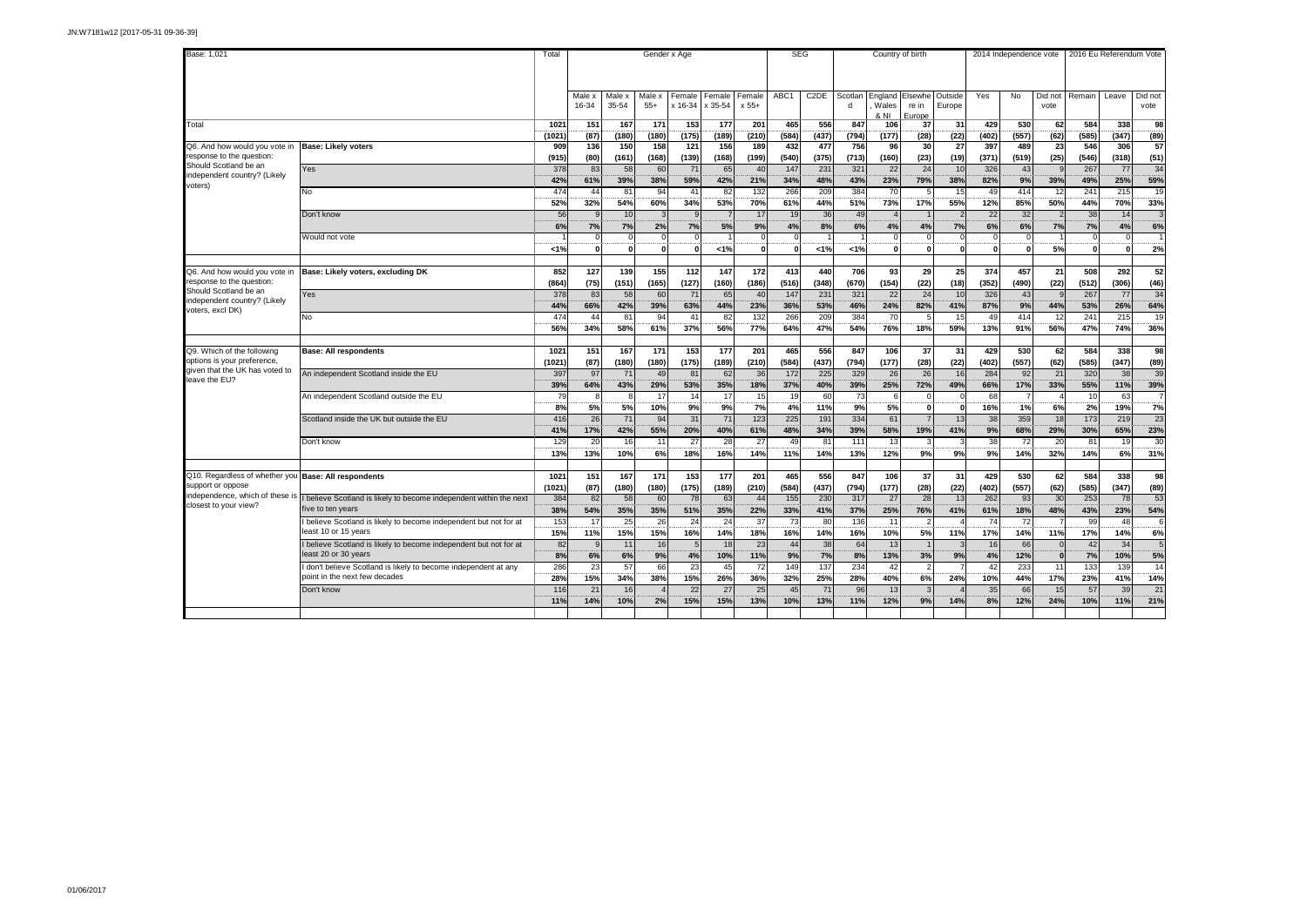JN:W7181w12 [2017-05-31 09-36-39]

| Base: 1,021 | | Total | Gender x Age | | | | | | SEG | | Country of birth | | | | 2014 Independence vote | | | 2016 Eu Referendum Vote | | |
|---|---|---|---|---|---|---|---|---|---|---|---|---|---|---|---|---|---|---|---|---|
| | | | Male x 16-34 | Male x 35-54 | Male x 55+ | Female x 16-34 | Female x 35-54 | Female x 55+ | ABC1 | C2DE | Scotland | England, Wales & NI | Elsewhere in Europe | Outside Europe | Yes | No | Did not vote | Remain | Leave | Did not vote |
| Total | | 1021 | 151 | 167 | 171 | 153 | 177 | 201 | 465 | 556 | 847 | 106 | 37 | 31 | 429 | 530 | 62 | 584 | 338 | 98 |
| | | (1021) | (87) | (180) | (180) | (175) | (189) | (210) | (584) | (437) | (794) | (177) | (28) | (22) | (402) | (557) | (62) | (585) | (347) | (89) |
| Q6. And how would you vote in response to the question: Should Scotland be an independent country? (Likely voters) | Base: Likely voters | 909 | 136 | 150 | 158 | 121 | 156 | 189 | 432 | 477 | 756 | 96 | 30 | 27 | 397 | 489 | 23 | 546 | 306 | 57 |
| | | (915) | (80) | (161) | (168) | (139) | (168) | (199) | (540) | (375) | (713) | (160) | (23) | (19) | (371) | (519) | (25) | (546) | (318) | (51) |
| | Yes | 378 | 83 | 58 | 60 | 71 | 65 | 40 | 147 | 231 | 321 | 22 | 24 | 10 | 326 | 43 | 9 | 267 | 77 | 34 |
| | | 42% | 61% | 39% | 38% | 59% | 42% | 21% | 34% | 48% | 43% | 23% | 79% | 38% | 82% | 9% | 39% | 49% | 25% | 59% |
| | No | 474 | 44 | 81 | 94 | 41 | 82 | 132 | 266 | 209 | 384 | 70 | 5 | 15 | 49 | 414 | 12 | 241 | 215 | 19 |
| | | 52% | 32% | 54% | 60% | 34% | 53% | 70% | 61% | 44% | 51% | 73% | 17% | 55% | 12% | 85% | 50% | 44% | 70% | 33% |
| | Don't know | 56 | 9 | 10 | 3 | 9 | 7 | 17 | 19 | 36 | 49 | 4 | 1 | 2 | 22 | 32 | 2 | 38 | 14 | 3 |
| | | 6% | 7% | 7% | 2% | 7% | 5% | 9% | 4% | 8% | 6% | 4% | 4% | 7% | 6% | 6% | 7% | 7% | 4% | 6% |
| | Would not vote | 1 | 0 | 0 | 0 | 0 | 1 | 0 | 0 | 1 | 1 | 0 | 0 | 0 | 0 | 0 | 1 | 0 | 0 | 1 |
| | | <1% | 0 | 0 | 0 | 0 | <1% | 0 | 0 | <1% | <1% | 0 | 0 | 0 | 0 | 0 | 5% | 0 | 0 | 2% |
| Q6. And how would you vote in response to the question: Should Scotland be an independent country? (Likely voters, excl DK) | Base: Likely voters, excluding DK | 852 | 127 | 139 | 155 | 112 | 147 | 172 | 413 | 440 | 706 | 93 | 29 | 25 | 374 | 457 | 21 | 508 | 292 | 52 |
| | | (864) | (75) | (151) | (165) | (127) | (160) | (186) | (516) | (348) | (670) | (154) | (22) | (18) | (352) | (490) | (22) | (512) | (306) | (46) |
| | Yes | 378 | 83 | 58 | 60 | 71 | 65 | 40 | 147 | 231 | 321 | 22 | 24 | 10 | 326 | 43 | 9 | 267 | 77 | 34 |
| | | 44% | 66% | 42% | 39% | 63% | 44% | 23% | 36% | 53% | 46% | 24% | 82% | 41% | 87% | 9% | 44% | 53% | 26% | 64% |
| | No | 474 | 44 | 81 | 94 | 41 | 82 | 132 | 266 | 209 | 384 | 70 | 5 | 15 | 49 | 414 | 12 | 241 | 215 | 19 |
| | | 56% | 34% | 58% | 61% | 37% | 56% | 77% | 64% | 47% | 54% | 76% | 18% | 59% | 13% | 91% | 56% | 47% | 74% | 36% |
| Q9. Which of the following options is your preference, given that the UK has voted to leave the EU? | Base: All respondents | 1021 | 151 | 167 | 171 | 153 | 177 | 201 | 465 | 556 | 847 | 106 | 37 | 31 | 429 | 530 | 62 | 584 | 338 | 98 |
| | | (1021) | (87) | (180) | (180) | (175) | (189) | (210) | (584) | (437) | (794) | (177) | (28) | (22) | (402) | (557) | (62) | (585) | (347) | (89) |
| | An independent Scotland inside the EU | 397 | 97 | 71 | 49 | 81 | 62 | 36 | 172 | 225 | 329 | 26 | 26 | 16 | 284 | 92 | 21 | 320 | 38 | 39 |
| | | 39% | 64% | 43% | 29% | 53% | 35% | 18% | 37% | 40% | 39% | 25% | 72% | 49% | 66% | 17% | 33% | 55% | 11% | 39% |
| | An independent Scotland outside the EU | 79 | 8 | 8 | 17 | 14 | 17 | 15 | 19 | 60 | 73 | 6 | 0 | 0 | 68 | 7 | 4 | 10 | 63 | 7 |
| | | 8% | 5% | 5% | 10% | 9% | 9% | 7% | 4% | 11% | 9% | 5% | 0 | 0 | 16% | 1% | 6% | 2% | 19% | 7% |
| | Scotland inside the UK but outside the EU | 416 | 26 | 71 | 94 | 31 | 71 | 123 | 225 | 191 | 334 | 61 | 7 | 13 | 38 | 359 | 18 | 173 | 219 | 23 |
| | | 41% | 17% | 42% | 55% | 20% | 40% | 61% | 48% | 34% | 39% | 58% | 19% | 41% | 9% | 68% | 29% | 30% | 65% | 23% |
| | Don't know | 129 | 20 | 16 | 11 | 27 | 28 | 27 | 49 | 81 | 111 | 13 | 3 | 3 | 38 | 72 | 20 | 81 | 19 | 30 |
| | | 13% | 13% | 10% | 6% | 18% | 16% | 14% | 11% | 14% | 13% | 12% | 9% | 9% | 9% | 14% | 32% | 14% | 6% | 31% |
| Q10. Regardless of whether you support or oppose independence, which of these is closest to your view? | Base: All respondents | 1021 | 151 | 167 | 171 | 153 | 177 | 201 | 465 | 556 | 847 | 106 | 37 | 31 | 429 | 530 | 62 | 584 | 338 | 98 |
| | | (1021) | (87) | (180) | (180) | (175) | (189) | (210) | (584) | (437) | (794) | (177) | (28) | (22) | (402) | (557) | (62) | (585) | (347) | (89) |
| | I believe Scotland is likely to become independent within the next five to ten years | 384 | 82 | 58 | 60 | 78 | 63 | 44 | 155 | 230 | 317 | 27 | 28 | 13 | 262 | 93 | 30 | 253 | 78 | 53 |
| | | 38% | 54% | 35% | 35% | 51% | 35% | 22% | 33% | 41% | 37% | 25% | 76% | 41% | 61% | 18% | 48% | 43% | 23% | 54% |
| | I believe Scotland is likely to become independent but not for at least 10 or 15 years | 153 | 17 | 25 | 26 | 24 | 24 | 37 | 73 | 80 | 136 | 11 | 2 | 4 | 74 | 72 | 7 | 99 | 48 | 6 |
| | | 15% | 11% | 15% | 15% | 16% | 14% | 18% | 16% | 14% | 16% | 10% | 5% | 11% | 17% | 14% | 11% | 17% | 14% | 6% |
| | I believe Scotland is likely to become independent but not for at least 20 or 30 years | 82 | 9 | 11 | 16 | 5 | 18 | 23 | 44 | 38 | 64 | 13 | 1 | 3 | 16 | 66 | 0 | 42 | 34 | 5 |
| | | 8% | 6% | 6% | 9% | 4% | 10% | 11% | 9% | 7% | 8% | 13% | 3% | 9% | 4% | 12% | 0 | 7% | 10% | 5% |
| | I don't believe Scotland is likely to become independent at any point in the next few decades | 286 | 23 | 57 | 66 | 23 | 45 | 72 | 149 | 137 | 234 | 42 | 2 | 7 | 42 | 233 | 11 | 133 | 139 | 14 |
| | | 28% | 15% | 34% | 38% | 15% | 26% | 36% | 32% | 25% | 28% | 40% | 6% | 24% | 10% | 44% | 17% | 23% | 41% | 14% |
| | Don't know | 116 | 21 | 16 | 4 | 22 | 27 | 25 | 45 | 71 | 96 | 13 | 3 | 4 | 35 | 66 | 15 | 57 | 39 | 21 |
| | | 11% | 14% | 10% | 2% | 15% | 15% | 13% | 10% | 13% | 11% | 12% | 9% | 14% | 8% | 12% | 24% | 10% | 11% | 21% |

01/06/2017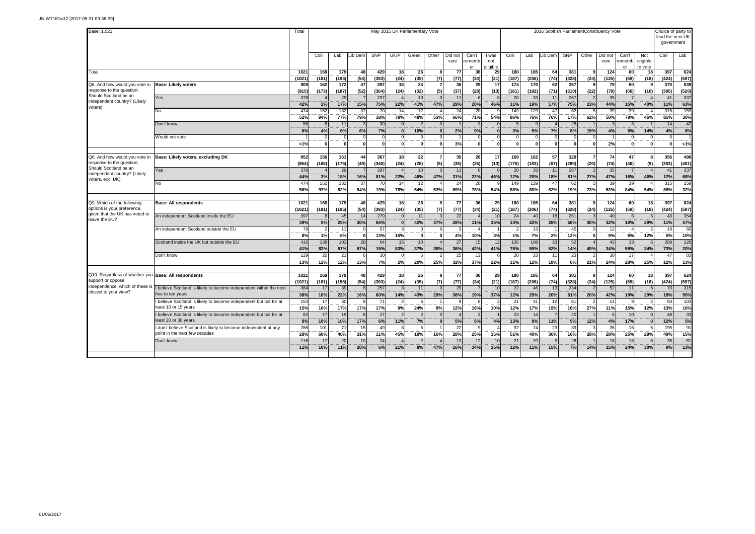Base: 1,021

| | | Total | May 2015 UK Parliamentary Vote | | | | | | | | | | 2016 Scottish Parliament Constituency Vote | | | | | | | | | Choice of party to lead the next UK government | |
|---|---|---|---|---|---|---|---|---|---|---|---|---|---|---|---|---|---|---|---|---|---|---|---|
| | | | Con | Lab | Lib Dem | SNP | UKIP | Green | Other | Did not vote | Can't remember | I was not eligible | Con | Lab | Lib Dem | SNP | Other | Did not vote | Can't remember | Not eligible to vote | Con | Lab |
| Total | | 1021 | 168 | 179 | 48 | 429 | 18 | 26 | 9 | 77 | 36 | 29 | 180 | 185 | 64 | 381 | 9 | 124 | 60 | 18 | 397 | 624 |
| | | (1021) | (181) | (195) | (54) | (393) | (24) | (35) | (7) | (77) | (34) | (21) | (187) | (206) | (74) | (328) | (24) | (125) | (59) | (18) | (424) | (597) |
| Q6. And how would you vote in response to the question: Should Scotland be an independent country? (Likely voters) | Base: Likely voters | 909 | 162 | 172 | 47 | 397 | 18 | 24 | 7 | 36 | 29 | 17 | 174 | 170 | 62 | 357 | 9 | 79 | 50 | 9 | 370 | 539 |
| | | (915) | (173) | (187) | (52) | (364) | (24) | (32) | (5) | (37) | (28) | (13) | (181) | (192) | (71) | (310) | (22) | (79) | (50) | (10) | (395) | (520) |
| | Yes | 378 | 4 | 29 | 7 | 297 | 4 | 10 | 3 | 11 | 6 | 8 | 20 | 33 | 11 | 267 | 2 | 35 | 7 | 4 | 41 | 337 |
| | | 42% | 2% | 17% | 15% | 75% | 22% | 41% | 47% | 29% | 20% | 46% | 11% | 19% | 17% | 75% | 23% | 44% | 15% | 40% | 11% | 63% |
| | No | 474 | 152 | 132 | 37 | 70 | 14 | 12 | 4 | 24 | 20 | 9 | 149 | 129 | 47 | 62 | 5 | 39 | 39 | 4 | 315 | 159 |
| | | 52% | 94% | 77% | 79% | 18% | 78% | 48% | 53% | 66% | 71% | 54% | 86% | 76% | 76% | 17% | 62% | 50% | 79% | 46% | 85% | 30% |
| | Don't know | 56 | 6 | 11 | 3 | 30 | 0 | 2 | 0 | 1 | 3 | 0 | 5 | 9 | 4 | 28 | 1 | 3 | 3 | 1 | 14 | 42 |
| | | 6% | 4% | 6% | 6% | 7% | 0 | 10% | 0 | 2% | 9% | 0 | 3% | 5% | 7% | 8% | 15% | 4% | 6% | 14% | 4% | 8% |
| | Would not vote | 1 | 0 | 0 | 0 | 0 | 0 | 0 | 0 | 1 | 0 | 0 | 0 | 0 | 0 | 0 | 0 | 1 | 0 | 0 | 0 | 1 |
| | | <1% | 0 | 0 | 0 | 0 | 0 | 0 | 0 | 3% | 0 | 0 | 0 | 0 | 0 | 0 | 0 | 2% | 0 | 0 | 0 | <1% |
| Q6. And how would you vote in response to the question: Should Scotland be an independent country? (Likely voters, excl DK) | Base: Likely voters, excluding DK | 852 | 156 | 161 | 44 | 367 | 18 | 22 | 7 | 35 | 26 | 17 | 169 | 162 | 57 | 329 | 7 | 74 | 47 | 8 | 356 | 496 |
| | | (864) | (168) | (176) | (49) | (340) | (24) | (28) | (5) | (35) | (26) | (13) | (176) | (183) | (67) | (289) | (20) | (74) | (46) | (9) | (383) | (481) |
| | Yes | 378 | 4 | 29 | 7 | 297 | 4 | 10 | 3 | 11 | 6 | 8 | 20 | 33 | 11 | 267 | 2 | 35 | 7 | 4 | 41 | 337 |
| | | 44% | 3% | 18% | 16% | 81% | 22% | 46% | 47% | 31% | 22% | 46% | 12% | 20% | 18% | 81% | 27% | 47% | 16% | 46% | 12% | 68% |
| | No | 474 | 152 | 132 | 37 | 70 | 14 | 12 | 4 | 24 | 20 | 9 | 149 | 129 | 47 | 62 | 5 | 39 | 39 | 4 | 315 | 159 |
| | | 56% | 97% | 82% | 84% | 19% | 78% | 54% | 53% | 69% | 78% | 54% | 88% | 80% | 82% | 19% | 73% | 53% | 84% | 54% | 88% | 32% |
| Q9. Which of the following options is your preference, given that the UK has voted to leave the EU? | Base: All respondents | 1021 | 168 | 179 | 48 | 429 | 18 | 26 | 9 | 77 | 36 | 29 | 180 | 185 | 64 | 381 | 9 | 124 | 60 | 18 | 397 | 624 |
| | | (1021) | (181) | (195) | (54) | (393) | (24) | (35) | (7) | (77) | (34) | (21) | (187) | (206) | (74) | (328) | (24) | (125) | (59) | (18) | (424) | (597) |
| | An independent Scotland inside the EU | 397 | 8 | 45 | 14 | 279 | 0 | 11 | 3 | 22 | 4 | 10 | 24 | 40 | 18 | 261 | 3 | 40 | 6 | 5 | 43 | 354 |
| | | 39% | 5% | 25% | 30% | 65% | 0 | 42% | 37% | 28% | 11% | 35% | 13% | 22% | 28% | 68% | 30% | 32% | 10% | 29% | 11% | 57% |
| | An independent Scotland outside the EU | 79 | 2 | 11 | 0 | 57 | 3 | 0 | 0 | 3 | 4 | 1 | 2 | 13 | 1 | 45 | 0 | 12 | 4 | 2 | 19 | 60 |
| | | 8% | 1% | 6% | 0 | 13% | 15% | 0 | 0 | 4% | 10% | 3% | 1% | 7% | 2% | 12% | 0 | 9% | 6% | 12% | 5% | 10% |
| | Scotland inside the UK but outside the EU | 416 | 138 | 103 | 28 | 64 | 15 | 10 | 4 | 27 | 15 | 12 | 135 | 108 | 33 | 52 | 4 | 43 | 33 | 6 | 289 | 126 |
| | | 41% | 82% | 57% | 57% | 15% | 83% | 37% | 38% | 36% | 42% | 41% | 75% | 59% | 52% | 14% | 49% | 34% | 55% | 34% | 73% | 20% |
| | Don't know | 129 | 20 | 21 | 6 | 30 | 0 | 5 | 2 | 25 | 13 | 6 | 20 | 23 | 11 | 23 | 2 | 30 | 17 | 4 | 47 | 83 |
| | | 13% | 12% | 12% | 13% | 7% | 2% | 20% | 25% | 32% | 37% | 22% | 11% | 12% | 18% | 6% | 21% | 24% | 28% | 25% | 12% | 13% |
| Q10. Regardless of whether you support or oppose independence, which of these is closest to your view? | Base: All respondents | 1021 | 168 | 179 | 48 | 429 | 18 | 26 | 9 | 77 | 36 | 29 | 180 | 185 | 64 | 381 | 9 | 124 | 60 | 18 | 397 | 624 |
| | | (1021) | (181) | (195) | (54) | (393) | (24) | (35) | (7) | (77) | (34) | (21) | (187) | (206) | (74) | (328) | (24) | (125) | (59) | (18) | (424) | (597) |
| | I believe Scotland is likely to become independent within the next five to ten years | 384 | 17 | 39 | 8 | 257 | 3 | 11 | 3 | 29 | 7 | 10 | 22 | 46 | 13 | 234 | 2 | 52 | 11 | 5 | 70 | 315 |
| | | 38% | 10% | 22% | 16% | 60% | 14% | 43% | 29% | 38% | 19% | 37% | 12% | 25% | 20% | 61% | 20% | 42% | 19% | 29% | 18% | 50% |
| | I believe Scotland is likely to become independent but not for at least 10 or 15 years | 153 | 17 | 30 | 8 | 71 | 2 | 6 | 1 | 9 | 6 | 3 | 21 | 31 | 12 | 61 | 2 | 14 | 9 | 2 | 50 | 103 |
| | | 15% | 10% | 17% | 17% | 17% | 9% | 24% | 8% | 12% | 16% | 10% | 12% | 17% | 19% | 16% | 27% | 11% | 15% | 12% | 13% | 16% |
| | I believe Scotland is likely to become independent but not for at least 20 or 30 years | 82 | 17 | 19 | 8 | 27 | 2 | 2 | 0 | 4 | 2 | 1 | 23 | 14 | 7 | 20 | 1 | 5 | 10 | 0 | 48 | 33 |
| | | 8% | 10% | 10% | 17% | 6% | 11% | 7% | 0 | 5% | 6% | 4% | 13% | 8% | 11% | 5% | 12% | 4% | 17% | 0 | 12% | 5% |
| | I don't believe Scotland is likely to become independent at any point in the next few decades | 286 | 101 | 71 | 15 | 49 | 8 | 5 | 1 | 22 | 9 | 4 | 92 | 74 | 23 | 39 | 3 | 35 | 15 | 5 | 195 | 91 |
| | | 28% | 60% | 40% | 31% | 11% | 45% | 19% | 16% | 28% | 25% | 15% | 51% | 40% | 36% | 10% | 28% | 28% | 25% | 29% | 49% | 15% |
| | Don't know | 116 | 17 | 20 | 10 | 24 | 4 | 2 | 4 | 13 | 12 | 10 | 21 | 20 | 9 | 26 | 1 | 18 | 15 | 5 | 35 | 81 |
| | | 11% | 10% | 11% | 20% | 6% | 21% | 8% | 47% | 16% | 34% | 35% | 12% | 11% | 15% | 7% | 14% | 15% | 24% | 30% | 9% | 13% |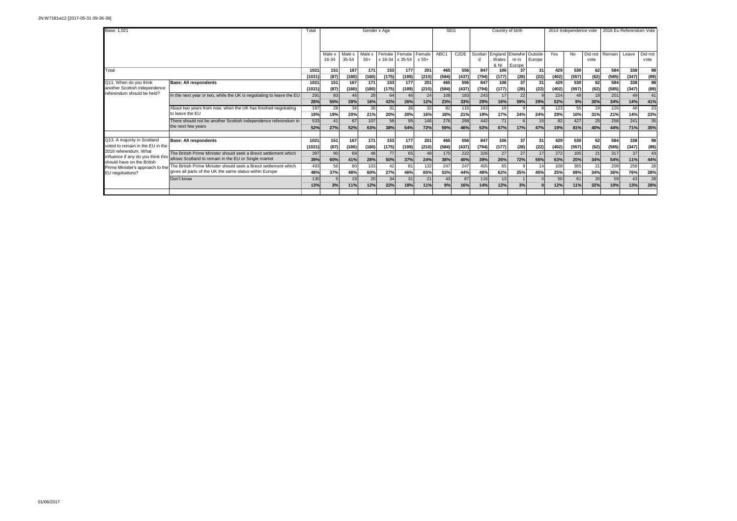JN:W7181w12 [2017-05-31 09-36-39]

| Base: 1,021 | | Total | Gender x Age | | | | | | SEG | | Country of birth | | | | 2014 Independence vote | | | 2016 Eu Referendum Vote | | |
|---|---|---|---|---|---|---|---|---|---|---|---|---|---|---|---|---|---|---|---|---|
| | | | Male x 16-34 | Male x 35-54 | Male x 55+ | Female x 16-34 | Female x 35-54 | Female x 55+ | ABC1 | C2DE | Scotland | England, Wales & NI | Elsewhere in Europe | Outside Europe | Yes | No | Did not vote | Remain | Leave | Did not vote |
| Total | | 1021 | 151 | 167 | 171 | 153 | 177 | 201 | 465 | 556 | 847 | 106 | 37 | 31 | 429 | 530 | 62 | 584 | 338 | 98 |
| | | (1021) | (87) | (180) | (180) | (175) | (189) | (210) | (584) | (437) | (794) | (177) | (28) | (22) | (402) | (557) | (62) | (585) | (347) | (89) |
| Q11. When do you think another Scottish independence referendum should be held? | **Base: All respondents** | 1021 | 151 | 167 | 171 | 153 | 177 | 201 | 465 | 556 | 847 | 106 | 37 | 31 | 429 | 530 | 62 | 584 | 338 | 98 |
| | | (1021) | (87) | (180) | (180) | (175) | (189) | (210) | (584) | (437) | (794) | (177) | (28) | (22) | (402) | (557) | (62) | (585) | (347) | (89) |
| | In the next year or two, while the UK is negotiating to leave the EU | 291 | 83 | 46 | 28 | 64 | 46 | 24 | 108 | 183 | 243 | 17 | 22 | 9 | 224 | 48 | 18 | 201 | 49 | 41 |
| | | 28% | 55% | 28% | 16% | 42% | 26% | 12% | 23% | 33% | 29% | 16% | 59% | 29% | 52% | 9% | 30% | 34% | 14% | 41% |
| | About two years from now, when the UK has finished negotiating to leave the EU | 197 | 28 | 34 | 36 | 31 | 36 | 32 | 82 | 115 | 163 | 18 | 9 | 8 | 123 | 55 | 19 | 126 | 48 | 23 |
| | | 19% | 19% | 20% | 21% | 20% | 20% | 16% | 18% | 21% | 19% | 17% | 24% | 24% | 29% | 10% | 31% | 21% | 14% | 23% |
| | There should not be another Scottish independence referendum in the next few years | 533 | 41 | 87 | 107 | 58 | 95 | 146 | 276 | 258 | 442 | 71 | 6 | 15 | 82 | 427 | 25 | 258 | 241 | 35 |
| | | 52% | 27% | 52% | 63% | 38% | 54% | 72% | 59% | 46% | 52% | 67% | 17% | 47% | 19% | 81% | 40% | 44% | 71% | 35% |
| Q13. A majority in Scotland voted to remain in the EU in the 2016 referendum. What influence if any do you think this should have on the British Prime Minister's approach to the EU negotiations? | **Base: All respondents** | 1021 | 151 | 167 | 171 | 153 | 177 | 201 | 465 | 556 | 847 | 106 | 37 | 31 | 429 | 530 | 62 | 584 | 338 | 98 |
| | | (1021) | (87) | (180) | (180) | (175) | (189) | (210) | (584) | (437) | (794) | (177) | (28) | (22) | (402) | (557) | (62) | (585) | (347) | (89) |
| | The British Prime Minister should seek a Brexit settlement which allows Scotland to remain in the EU or Single market | 397 | 90 | 69 | 48 | 77 | 65 | 48 | 175 | 222 | 326 | 27 | 27 | 17 | 272 | 105 | 21 | 317 | 37 | 43 |
| | | 39% | 60% | 41% | 28% | 50% | 37% | 24% | 38% | 40% | 39% | 26% | 72% | 55% | 63% | 20% | 34% | 54% | 11% | 44% |
| | The British Prime Minister should seek a Brexit settlement which gives all parts of the UK the same status within Europe | 493 | 56 | 80 | 103 | 42 | 81 | 132 | 247 | 247 | 405 | 65 | 9 | 14 | 108 | 365 | 21 | 208 | 258 | 28 |
| | | 48% | 37% | 48% | 60% | 27% | 46% | 65% | 53% | 44% | 48% | 62% | 25% | 45% | 25% | 69% | 34% | 36% | 76% | 28% |
| | Don't know | 130 | 5 | 19 | 20 | 34 | 31 | 21 | 43 | 87 | 116 | 13 | 1 | 0 | 50 | 61 | 20 | 59 | 43 | 28 |
| | | 13% | 3% | 11% | 12% | 22% | 18% | 11% | 9% | 16% | 14% | 12% | 3% | 0 | 12% | 11% | 32% | 10% | 13% | 28% |

01/06/2017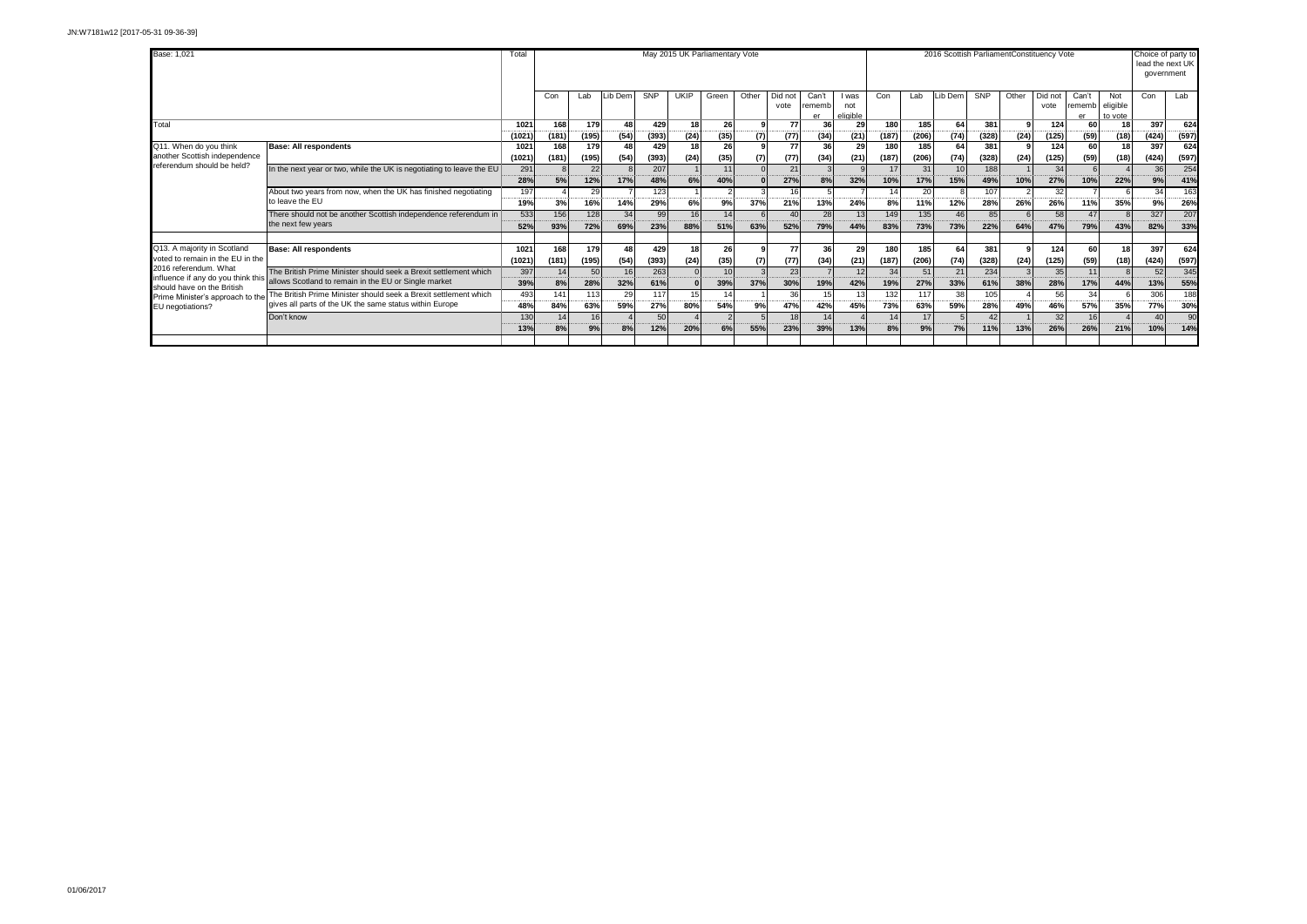JN:W7181w12 [2017-05-31 09-36-39]

| Base: 1,021 | | Total | May 2015 UK Parliamentary Vote | | | | | | | | | | | 2016 Scottish ParliamentConstituency Vote | | | | | | | | | Choice of party to lead the next UK government | |
|---|---|---|---|---|---|---|---|---|---|---|---|---|---|---|---|---|---|---|---|---|---|---|---|
| | | | Con | Lab | Lib Dem | SNP | UKIP | Green | Other | Did not vote | Can't remember | I was not eligible | Con | Lab | Lib Dem | SNP | Other | Did not vote | Can't remember | Not eligible to vote | Con | Lab |
| Total | | 1021 | 168 | 179 | 48 | 429 | 18 | 26 | 9 | 77 | 36 | 29 | 180 | 185 | 64 | 381 | 9 | 124 | 60 | 18 | 397 | 624 |
| | | (1021) | (181) | (195) | (54) | (393) | (24) | (35) | (7) | (77) | (34) | (21) | (187) | (206) | (74) | (328) | (24) | (125) | (59) | (18) | (424) | (597) |
| Q11. When do you think another Scottish independence referendum should be held? | **Base: All respondents** | 1021 | 168 | 179 | 48 | 429 | 18 | 26 | 9 | 77 | 36 | 29 | 180 | 185 | 64 | 381 | 9 | 124 | 60 | 18 | 397 | 624 |
| | | (1021) | (181) | (195) | (54) | (393) | (24) | (35) | (7) | (77) | (34) | (21) | (187) | (206) | (74) | (328) | (24) | (125) | (59) | (18) | (424) | (597) |
| | In the next year or two, while the UK is negotiating to leave the EU | 291 | 8 | 22 | 8 | 207 | 1 | 11 | 0 | 21 | 3 | 9 | 17 | 31 | 10 | 188 | 1 | 34 | 6 | 4 | 36 | 254 |
| | | 28% | 5% | 12% | 17% | 48% | 6% | 40% | 0 | 27% | 8% | 32% | 10% | 17% | 15% | 49% | 10% | 27% | 10% | 22% | 9% | 41% |
| | About two years from now, when the UK has finished negotiating to leave the EU | 197 | 4 | 29 | 7 | 123 | 1 | 2 | 3 | 16 | 5 | 7 | 14 | 20 | 8 | 107 | 2 | 32 | 7 | 6 | 34 | 163 |
| | | 19% | 3% | 16% | 14% | 29% | 6% | 9% | 37% | 21% | 13% | 24% | 8% | 11% | 12% | 28% | 26% | 26% | 11% | 35% | 9% | 26% |
| | There should not be another Scottish independence referendum in the next few years | 533 | 156 | 128 | 34 | 99 | 16 | 14 | 6 | 40 | 28 | 13 | 149 | 135 | 46 | 85 | 6 | 58 | 47 | 8 | 327 | 207 |
| | | 52% | 93% | 72% | 69% | 23% | 88% | 51% | 63% | 52% | 79% | 44% | 83% | 73% | 73% | 22% | 64% | 47% | 79% | 43% | 82% | 33% |
| Q13. A majority in Scotland voted to remain in the EU in the 2016 referendum. What influence if any do you think this should have on the British Prime Minister's approach to the EU negotiations? | **Base: All respondents** | 1021 | 168 | 179 | 48 | 429 | 18 | 26 | 9 | 77 | 36 | 29 | 180 | 185 | 64 | 381 | 9 | 124 | 60 | 18 | 397 | 624 |
| | | (1021) | (181) | (195) | (54) | (393) | (24) | (35) | (7) | (77) | (34) | (21) | (187) | (206) | (74) | (328) | (24) | (125) | (59) | (18) | (424) | (597) |
| | The British Prime Minister should seek a Brexit settlement which allows Scotland to remain in the EU or Single market | 397 | 14 | 50 | 16 | 263 | 0 | 10 | 3 | 23 | 7 | 12 | 34 | 51 | 21 | 234 | 3 | 35 | 11 | 8 | 52 | 345 |
| | | 39% | 8% | 28% | 32% | 61% | 0 | 39% | 37% | 30% | 19% | 42% | 19% | 27% | 33% | 61% | 38% | 28% | 17% | 44% | 13% | 55% |
| | The British Prime Minister should seek a Brexit settlement which gives all parts of the UK the same status within Europe | 493 | 141 | 113 | 29 | 117 | 15 | 14 | 1 | 36 | 15 | 13 | 132 | 117 | 38 | 105 | 4 | 56 | 34 | 6 | 306 | 188 |
| | | 48% | 84% | 63% | 59% | 27% | 80% | 54% | 9% | 47% | 42% | 45% | 73% | 63% | 59% | 28% | 49% | 46% | 57% | 35% | 77% | 30% |
| | Don't know | 130 | 14 | 16 | 4 | 50 | 4 | 2 | 5 | 18 | 14 | 4 | 14 | 17 | 5 | 42 | 1 | 32 | 16 | 4 | 40 | 90 |
| | | 13% | 8% | 9% | 8% | 12% | 20% | 6% | 55% | 23% | 39% | 13% | 8% | 9% | 7% | 11% | 13% | 26% | 26% | 21% | 10% | 14% |

01/06/2017